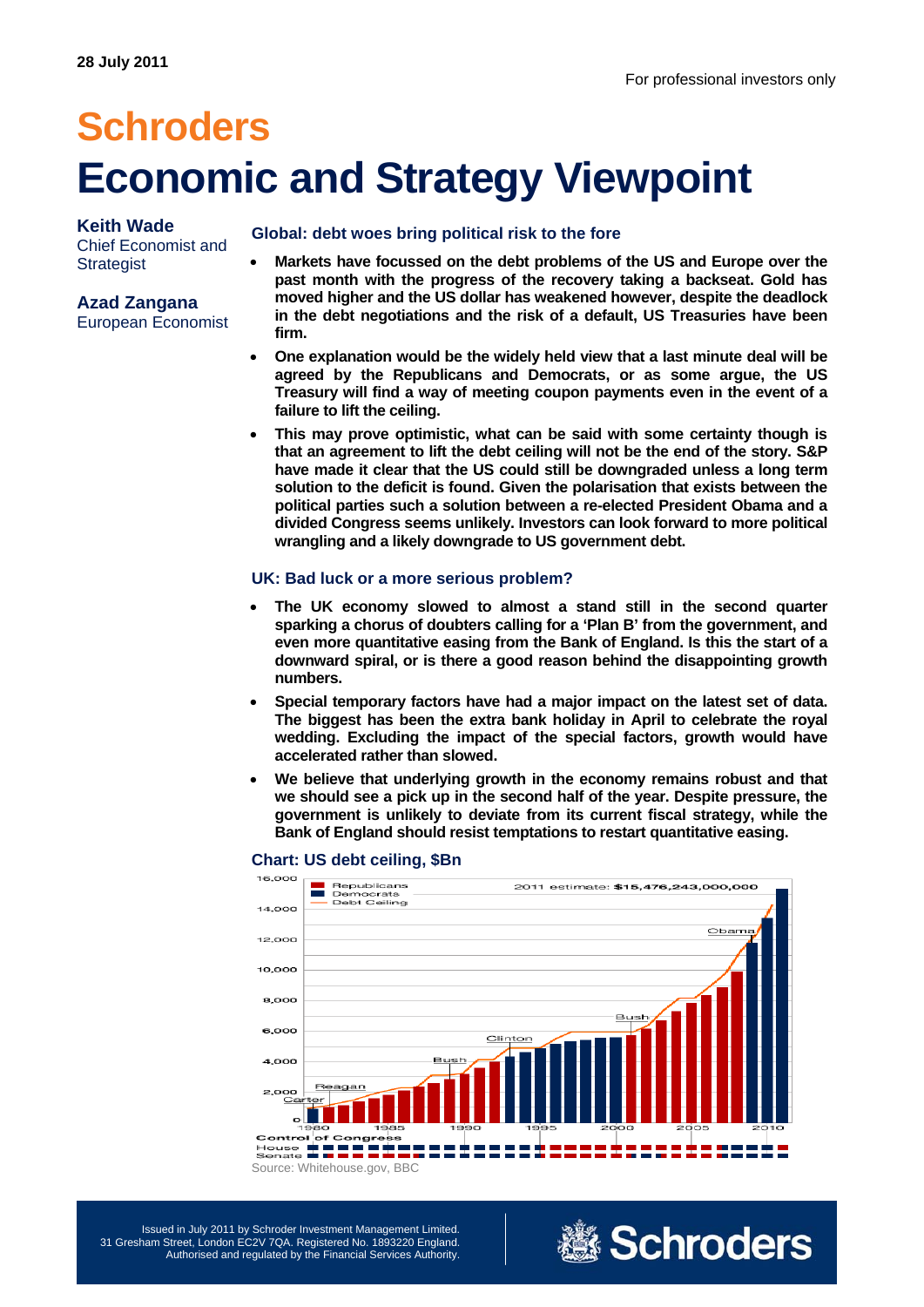28 July 2011

For professional investors only

# Schroders
# Economic and Strategy Viewpoint

**Keith Wade**
Chief Economist and Strategist

**Azad Zangana**
European Economist

## Global: debt woes bring political risk to the fore

- **Markets have focussed on the debt problems of the US and Europe over the past month with the progress of the recovery taking a backseat. Gold has moved higher and the US dollar has weakened however, despite the deadlock in the debt negotiations and the risk of a default, US Treasuries have been firm.**
- **One explanation would be the widely held view that a last minute deal will be agreed by the Republicans and Democrats, or as some argue, the US Treasury will find a way of meeting coupon payments even in the event of a failure to lift the ceiling.**
- **This may prove optimistic, what can be said with some certainty though is that an agreement to lift the debt ceiling will not be the end of the story. S&P have made it clear that the US could still be downgraded unless a long term solution to the deficit is found. Given the polarisation that exists between the political parties such a solution between a re-elected President Obama and a divided Congress seems unlikely. Investors can look forward to more political wrangling and a likely downgrade to US government debt.**

## UK: Bad luck or a more serious problem?

- **The UK economy slowed to almost a stand still in the second quarter sparking a chorus of doubters calling for a 'Plan B' from the government, and even more quantitative easing from the Bank of England. Is this the start of a downward spiral, or is there a good reason behind the disappointing growth numbers.**
- **Special temporary factors have had a major impact on the latest set of data. The biggest has been the extra bank holiday in April to celebrate the royal wedding. Excluding the impact of the special factors, growth would have accelerated rather than slowed.**
- **We believe that underlying growth in the economy remains robust and that we should see a pick up in the second half of the year. Despite pressure, the government is unlikely to deviate from its current fiscal strategy, while the Bank of England should resist temptations to restart quantitative easing.**

### Chart: US debt ceiling, $Bn

Source: Whitehouse.gov, BBC

Issued in July 2011 by Schroder Investment Management Limited.
31 Gresham Street, London EC2V 7QA. Registered No. 1893220 England.
Authorised and regulated by the Financial Services Authority.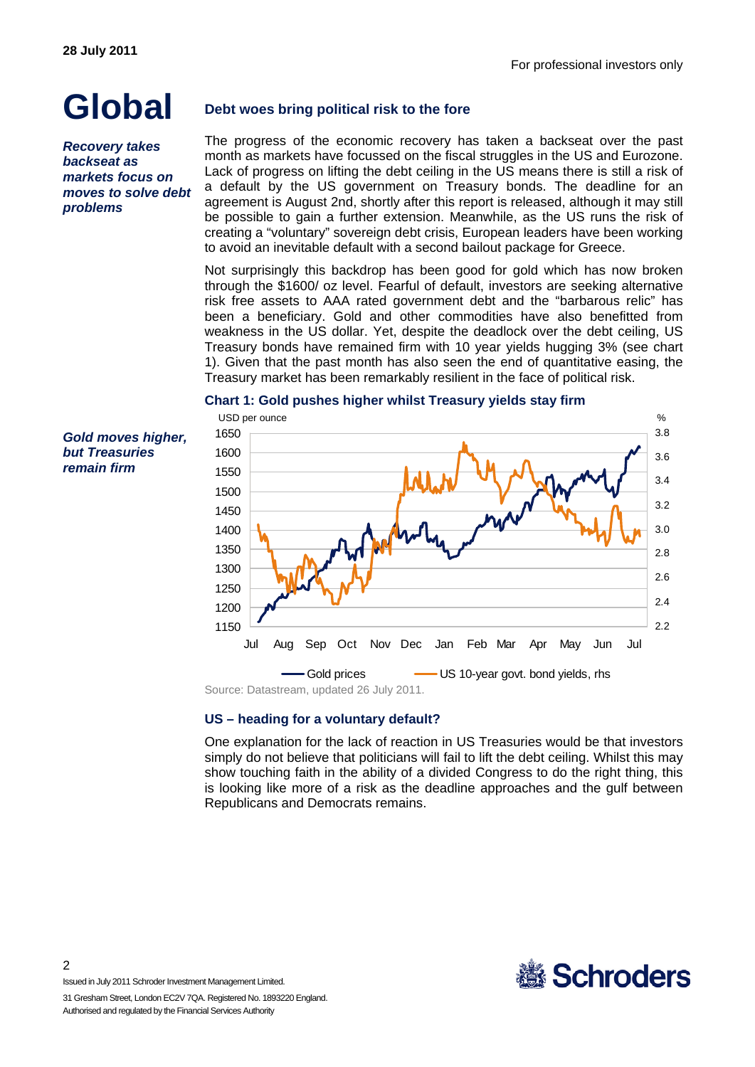28 July 2011

For professional investors only

# Global

## Debt woes bring political risk to the fore

*Recovery takes backseat as markets focus on moves to solve debt problems*

The progress of the economic recovery has taken a backseat over the past month as markets have focussed on the fiscal struggles in the US and Eurozone. Lack of progress on lifting the debt ceiling in the US means there is still a risk of a default by the US government on Treasury bonds. The deadline for an agreement is August 2nd, shortly after this report is released, although it may still be possible to gain a further extension. Meanwhile, as the US runs the risk of creating a "voluntary" sovereign debt crisis, European leaders have been working to avoid an inevitable default with a second bailout package for Greece.

Not surprisingly this backdrop has been good for gold which has now broken through the $1600/ oz level. Fearful of default, investors are seeking alternative risk free assets to AAA rated government debt and the "barbarous relic" has been a beneficiary. Gold and other commodities have also benefitted from weakness in the US dollar. Yet, despite the deadlock over the debt ceiling, US Treasury bonds have remained firm with 10 year yields hugging 3% (see chart 1). Given that the past month has also seen the end of quantitative easing, the Treasury market has been remarkably resilient in the face of political risk.

*Gold moves higher, but Treasuries remain firm*

**Chart 1: Gold pushes higher whilst Treasury yields stay firm**

Source: Datastream, updated 26 July 2011.

## US – heading for a voluntary default?

One explanation for the lack of reaction in US Treasuries would be that investors simply do not believe that politicians will fail to lift the debt ceiling. Whilst this may show touching faith in the ability of a divided Congress to do the right thing, this is looking like more of a risk as the deadline approaches and the gulf between Republicans and Democrats remains.

Issued in July 2011 Schroder Investment Management Limited.
31 Gresham Street, London EC2V 7QA. Registered No. 1893220 England.
Authorised and regulated by the Financial Services Authority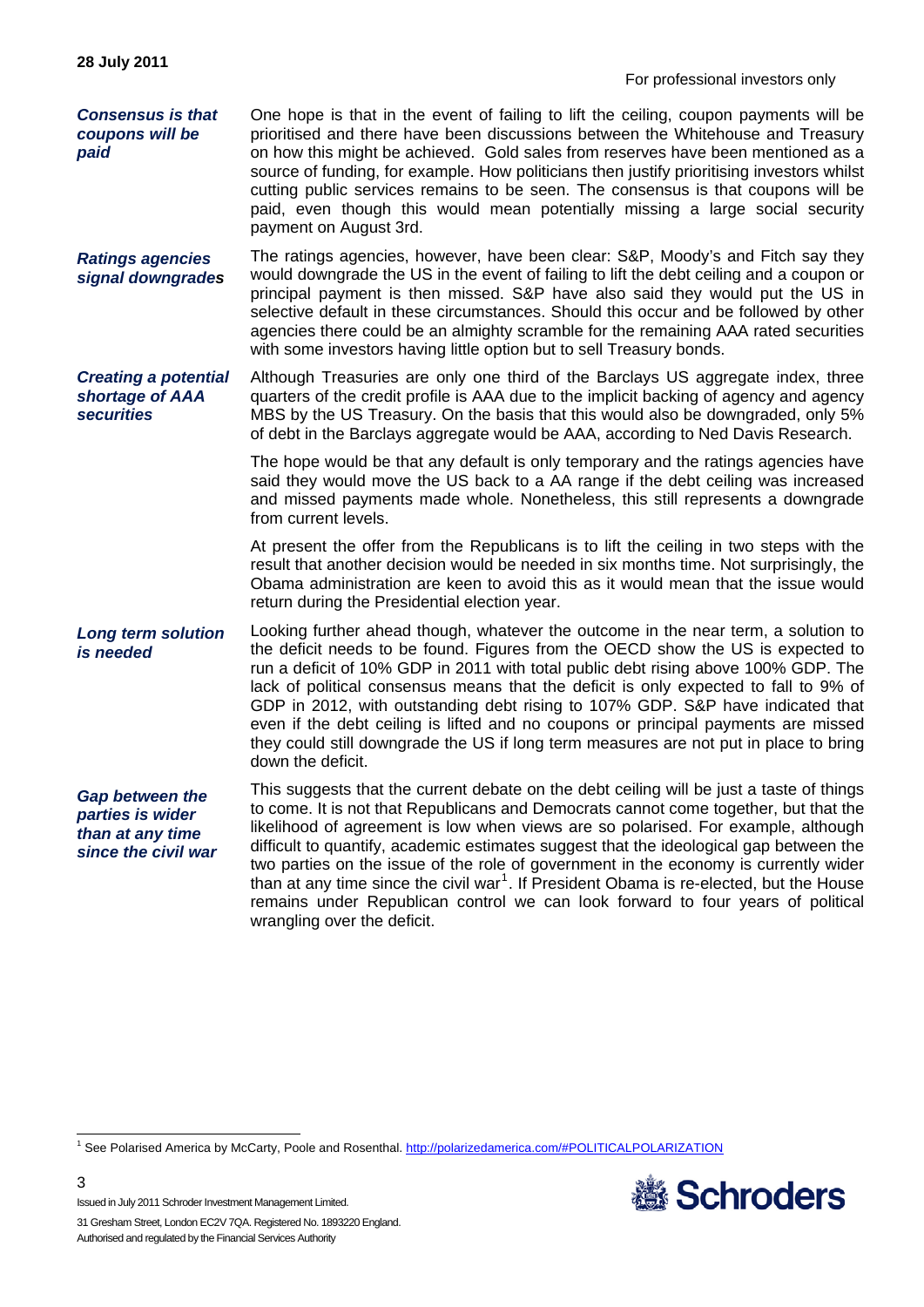*Consensus is that coupons will be paid*

One hope is that in the event of failing to lift the ceiling, coupon payments will be prioritised and there have been discussions between the Whitehouse and Treasury on how this might be achieved. Gold sales from reserves have been mentioned as a source of funding, for example. How politicians then justify prioritising investors whilst cutting public services remains to be seen. The consensus is that coupons will be paid, even though this would mean potentially missing a large social security payment on August 3rd.

*Ratings agencies signal downgrades*

The ratings agencies, however, have been clear: S&P, Moody's and Fitch say they would downgrade the US in the event of failing to lift the debt ceiling and a coupon or principal payment is then missed. S&P have also said they would put the US in selective default in these circumstances. Should this occur and be followed by other agencies there could be an almighty scramble for the remaining AAA rated securities with some investors having little option but to sell Treasury bonds.

*Creating a potential shortage of AAA securities*

Although Treasuries are only one third of the Barclays US aggregate index, three quarters of the credit profile is AAA due to the implicit backing of agency and agency MBS by the US Treasury. On the basis that this would also be downgraded, only 5% of debt in the Barclays aggregate would be AAA, according to Ned Davis Research.

The hope would be that any default is only temporary and the ratings agencies have said they would move the US back to a AA range if the debt ceiling was increased and missed payments made whole. Nonetheless, this still represents a downgrade from current levels.

At present the offer from the Republicans is to lift the ceiling in two steps with the result that another decision would be needed in six months time. Not surprisingly, the Obama administration are keen to avoid this as it would mean that the issue would return during the Presidential election year.

*Long term solution is needed*

Looking further ahead though, whatever the outcome in the near term, a solution to the deficit needs to be found. Figures from the OECD show the US is expected to run a deficit of 10% GDP in 2011 with total public debt rising above 100% GDP. The lack of political consensus means that the deficit is only expected to fall to 9% of GDP in 2012, with outstanding debt rising to 107% GDP. S&P have indicated that even if the debt ceiling is lifted and no coupons or principal payments are missed they could still downgrade the US if long term measures are not put in place to bring down the deficit.

*Gap between the parties is wider than at any time since the civil war*

This suggests that the current debate on the debt ceiling will be just a taste of things to come. It is not that Republicans and Democrats cannot come together, but that the likelihood of agreement is low when views are so polarised. For example, although difficult to quantify, academic estimates suggest that the ideological gap between the two parties on the issue of the role of government in the economy is currently wider than at any time since the civil war[1]. If President Obama is re-elected, but the House remains under Republican control we can look forward to four years of political wrangling over the deficit.

---

[1] See Polarised America by McCarty, Poole and Rosenthal. http://polarizedamerica.com/#POLITICALPOLARIZATION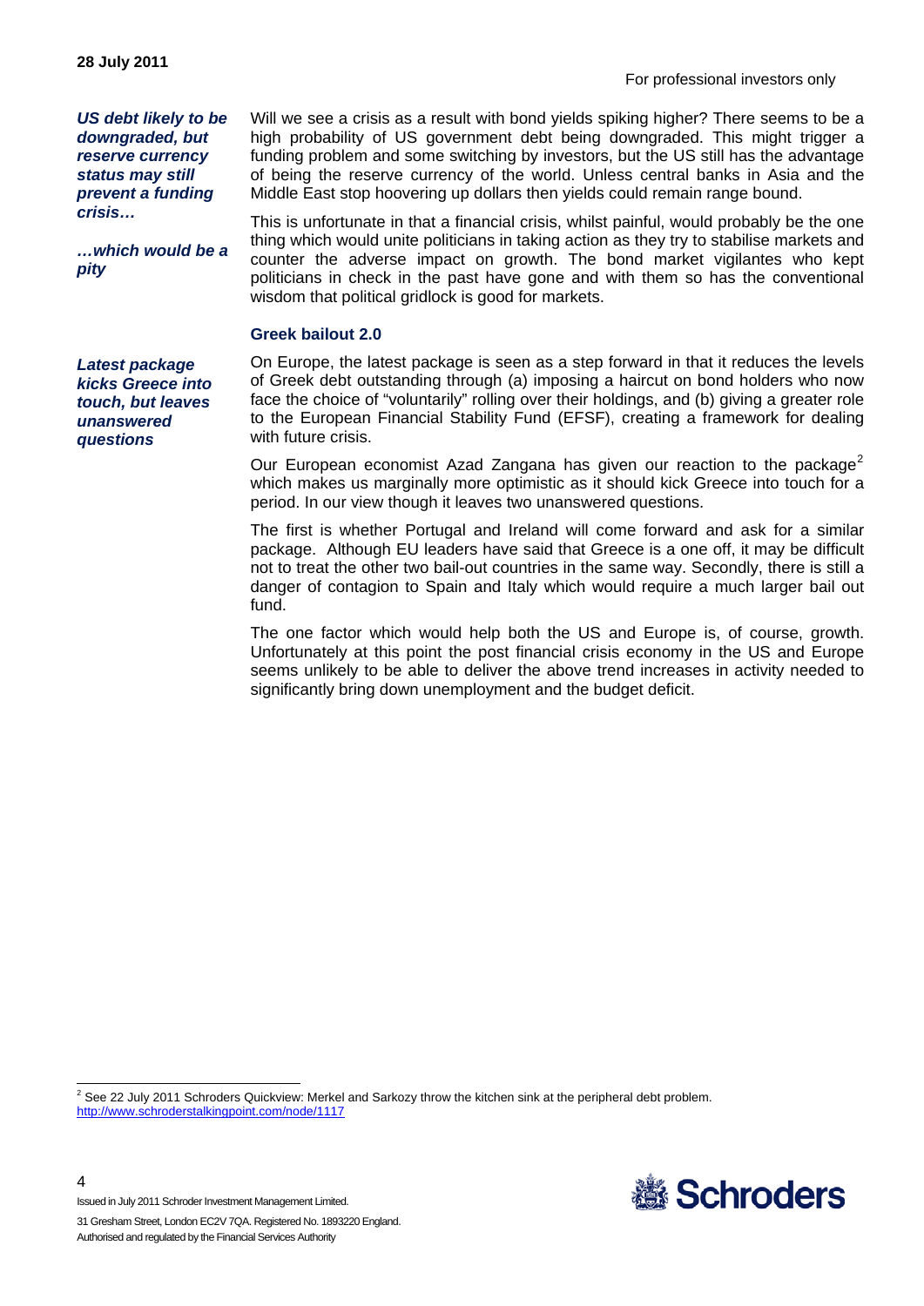*US debt likely to be downgraded, but reserve currency status may still prevent a funding crisis…*

Will we see a crisis as a result with bond yields spiking higher? There seems to be a high probability of US government debt being downgraded. This might trigger a funding problem and some switching by investors, but the US still has the advantage of being the reserve currency of the world. Unless central banks in Asia and the Middle East stop hoovering up dollars then yields could remain range bound.

*…which would be a pity*

This is unfortunate in that a financial crisis, whilst painful, would probably be the one thing which would unite politicians in taking action as they try to stabilise markets and counter the adverse impact on growth. The bond market vigilantes who kept politicians in check in the past have gone and with them so has the conventional wisdom that political gridlock is good for markets.

### Greek bailout 2.0

*Latest package kicks Greece into touch, but leaves unanswered questions*

On Europe, the latest package is seen as a step forward in that it reduces the levels of Greek debt outstanding through (a) imposing a haircut on bond holders who now face the choice of "voluntarily" rolling over their holdings, and (b) giving a greater role to the European Financial Stability Fund (EFSF), creating a framework for dealing with future crisis.

Our European economist Azad Zangana has given our reaction to the package[2] which makes us marginally more optimistic as it should kick Greece into touch for a period. In our view though it leaves two unanswered questions.

The first is whether Portugal and Ireland will come forward and ask for a similar package. Although EU leaders have said that Greece is a one off, it may be difficult not to treat the other two bail-out countries in the same way. Secondly, there is still a danger of contagion to Spain and Italy which would require a much larger bail out fund.

The one factor which would help both the US and Europe is, of course, growth. Unfortunately at this point the post financial crisis economy in the US and Europe seems unlikely to be able to deliver the above trend increases in activity needed to significantly bring down unemployment and the budget deficit.

---

[2] See 22 July 2011 Schroders Quickview: Merkel and Sarkozy throw the kitchen sink at the peripheral debt problem. http://www.schroderstalkingpoint.com/node/1117

Issued in July 2011 Schroder Investment Management Limited.
31 Gresham Street, London EC2V 7QA. Registered No. 1893220 England.
Authorised and regulated by the Financial Services Authority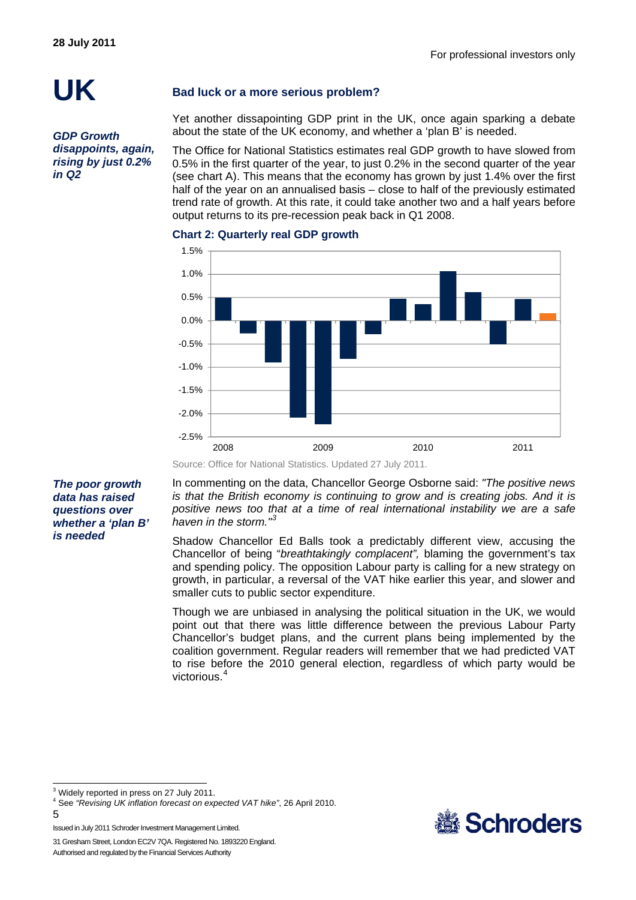28 July 2011

For professional investors only

# UK

## Bad luck or a more serious problem?

***GDP Growth disappoints, again, rising by just 0.2% in Q2***

Yet another dissapointing GDP print in the UK, once again sparking a debate about the state of the UK economy, and whether a 'plan B' is needed.

The Office for National Statistics estimates real GDP growth to have slowed from 0.5% in the first quarter of the year, to just 0.2% in the second quarter of the year (see chart A). This means that the economy has grown by just 1.4% over the first half of the year on an annualised basis – close to half of the previously estimated trend rate of growth. At this rate, it could take another two and a half years before output returns to its pre-recession peak back in Q1 2008.

**Chart 2: Quarterly real GDP growth**

Source: Office for National Statistics. Updated 27 July 2011.

***The poor growth data has raised questions over whether a 'plan B' is needed***

In commenting on the data, Chancellor George Osborne said: *"The positive news is that the British economy is continuing to grow and is creating jobs. And it is positive news too that at a time of real international instability we are a safe haven in the storm."*[3]

Shadow Chancellor Ed Balls took a predictably different view, accusing the Chancellor of being "*breathtakingly complacent",* blaming the government's tax and spending policy. The opposition Labour party is calling for a new strategy on growth, in particular, a reversal of the VAT hike earlier this year, and slower and smaller cuts to public sector expenditure.

Though we are unbiased in analysing the political situation in the UK, we would point out that there was little difference between the previous Labour Party Chancellor's budget plans, and the current plans being implemented by the coalition government. Regular readers will remember that we had predicted VAT to rise before the 2010 general election, regardless of which party would be victorious.[4]

---

[3] Widely reported in press on 27 July 2011.

[4] See *"Revising UK inflation forecast on expected VAT hike"*, 26 April 2010.

Issued in July 2011 Schroder Investment Management Limited.

31 Gresham Street, London EC2V 7QA. Registered No. 1893220 England.
Authorised and regulated by the Financial Services Authority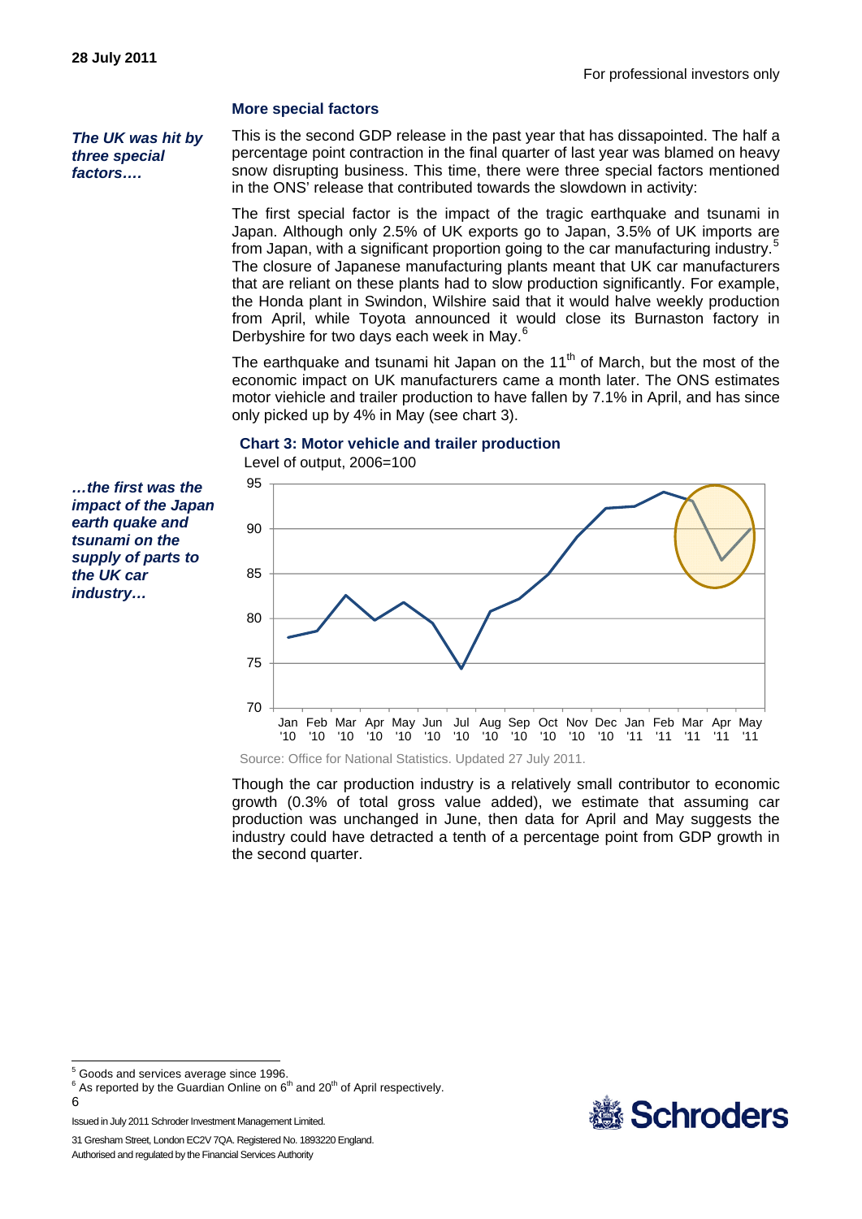## More special factors

*The UK was hit by three special factors….*

This is the second GDP release in the past year that has dissapointed. The half a percentage point contraction in the final quarter of last year was blamed on heavy snow disrupting business. This time, there were three special factors mentioned in the ONS' release that contributed towards the slowdown in activity:

The first special factor is the impact of the tragic earthquake and tsunami in Japan. Although only 2.5% of UK exports go to Japan, 3.5% of UK imports are from Japan, with a significant proportion going to the car manufacturing industry.[5] The closure of Japanese manufacturing plants meant that UK car manufacturers that are reliant on these plants had to slow production significantly. For example, the Honda plant in Swindon, Wilshire said that it would halve weekly production from April, while Toyota announced it would close its Burnaston factory in Derbyshire for two days each week in May.[6]

The earthquake and tsunami hit Japan on the 11th of March, but the most of the economic impact on UK manufacturers came a month later. The ONS estimates motor viehicle and trailer production to have fallen by 7.1% in April, and has since only picked up by 4% in May (see chart 3).

*…the first was the impact of the Japan earth quake and tsunami on the supply of parts to the UK car industry…*

**Chart 3: Motor vehicle and trailer production**

Level of output, 2006=100

Source: Office for National Statistics. Updated 27 July 2011.

Though the car production industry is a relatively small contributor to economic growth (0.3% of total gross value added), we estimate that assuming car production was unchanged in June, then data for April and May suggests the industry could have detracted a tenth of a percentage point from GDP growth in the second quarter.

[5] Goods and services average since 1996.

[6] As reported by the Guardian Online on 6th and 20th of April respectively.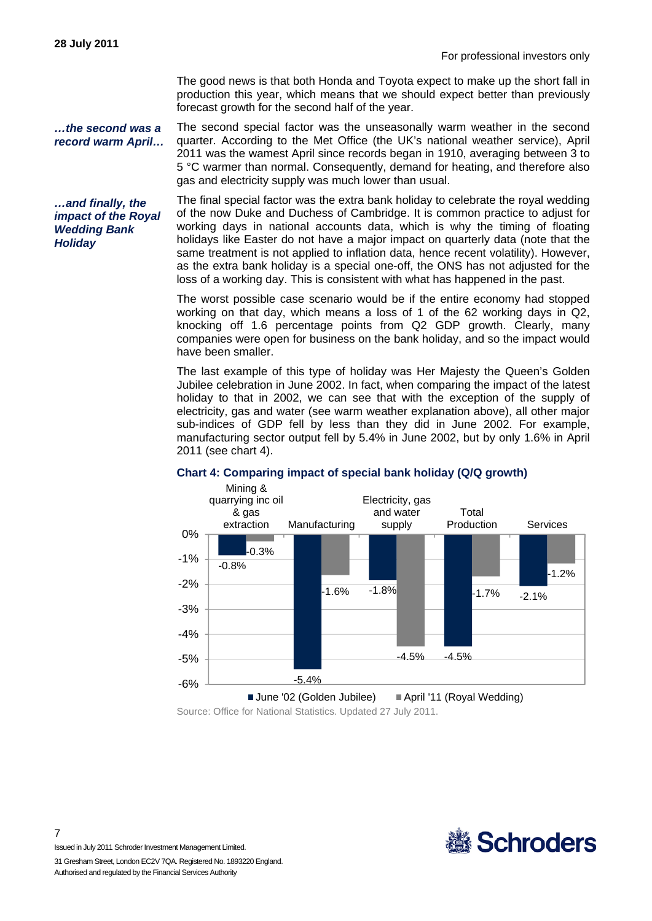The good news is that both Honda and Toyota expect to make up the short fall in production this year, which means that we should expect better than previously forecast growth for the second half of the year.

***…the second was a record warm April…***

The second special factor was the unseasonally warm weather in the second quarter. According to the Met Office (the UK's national weather service), April 2011 was the wamest April since records began in 1910, averaging between 3 to 5 °C warmer than normal. Consequently, demand for heating, and therefore also gas and electricity supply was much lower than usual.

***…and finally, the impact of the Royal Wedding Bank Holiday***

The final special factor was the extra bank holiday to celebrate the royal wedding of the now Duke and Duchess of Cambridge. It is common practice to adjust for working days in national accounts data, which is why the timing of floating holidays like Easter do not have a major impact on quarterly data (note that the same treatment is not applied to inflation data, hence recent volatility). However, as the extra bank holiday is a special one-off, the ONS has not adjusted for the loss of a working day. This is consistent with what has happened in the past.

The worst possible case scenario would be if the entire economy had stopped working on that day, which means a loss of 1 of the 62 working days in Q2, knocking off 1.6 percentage points from Q2 GDP growth. Clearly, many companies were open for business on the bank holiday, and so the impact would have been smaller.

The last example of this type of holiday was Her Majesty the Queen's Golden Jubilee celebration in June 2002. In fact, when comparing the impact of the latest holiday to that in 2002, we can see that with the exception of the supply of electricity, gas and water (see warm weather explanation above), all other major sub-indices of GDP fell by less than they did in June 2002. For example, manufacturing sector output fell by 5.4% in June 2002, but by only 1.6% in April 2011 (see chart 4).

**Chart 4: Comparing impact of special bank holiday (Q/Q growth)**

| | June '02 (Golden Jubilee) | April '11 (Royal Wedding) |
|---|---|---|
| Mining & quarrying inc oil & gas extraction | -0.8% | -0.3% |
| Manufacturing | -5.4% | -1.6% |
| Electricity, gas and water supply | -1.8% | -4.5% |
| Total Production | -4.5% | -1.7% |
| Services | -2.1% | -1.2% |

Source: Office for National Statistics. Updated 27 July 2011.

Issued in July 2011 Schroder Investment Management Limited.
31 Gresham Street, London EC2V 7QA. Registered No. 1893220 England.
Authorised and regulated by the Financial Services Authority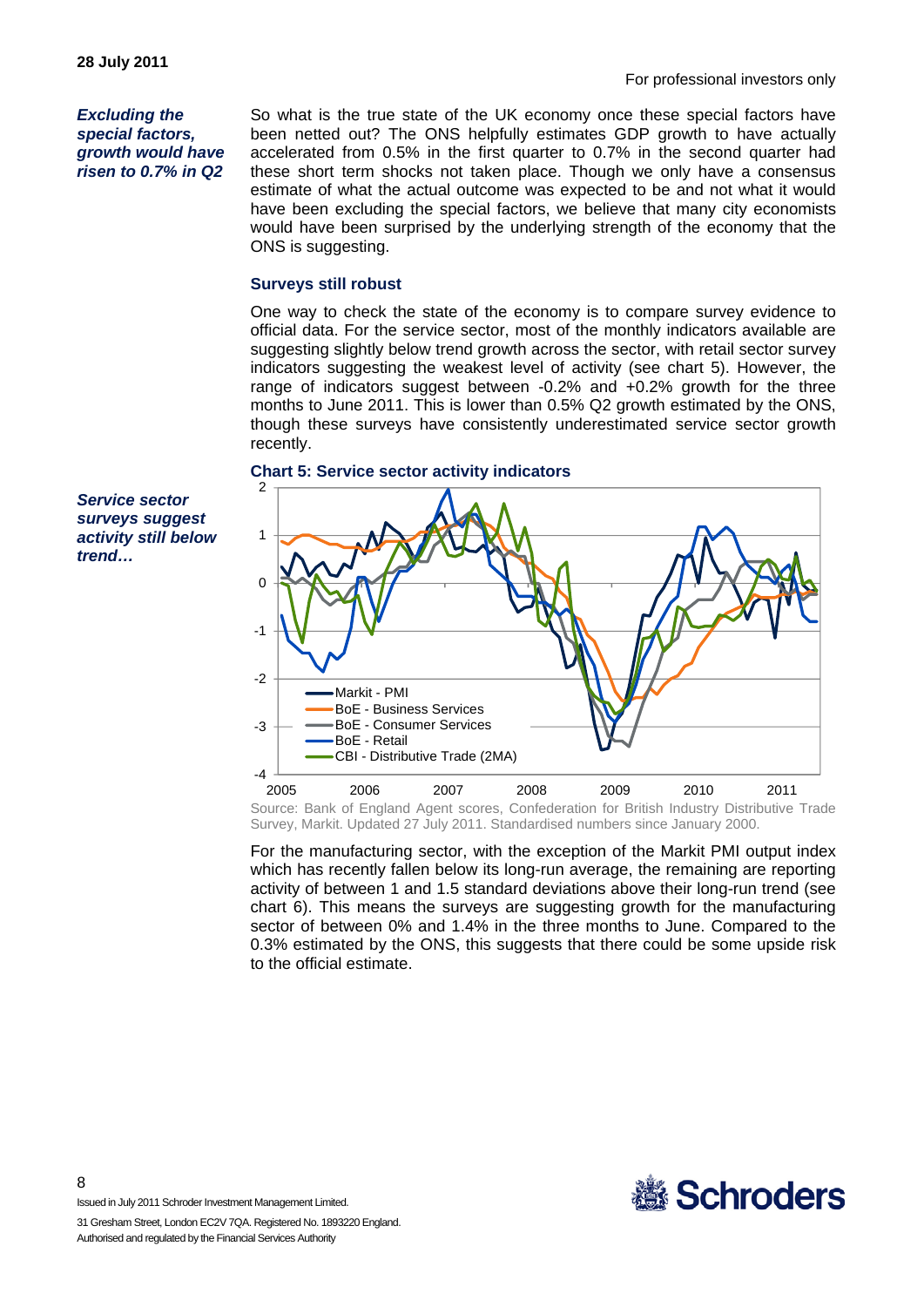*Excluding the special factors, growth would have risen to 0.7% in Q2*

So what is the true state of the UK economy once these special factors have been netted out? The ONS helpfully estimates GDP growth to have actually accelerated from 0.5% in the first quarter to 0.7% in the second quarter had these short term shocks not taken place. Though we only have a consensus estimate of what the actual outcome was expected to be and not what it would have been excluding the special factors, we believe that many city economists would have been surprised by the underlying strength of the economy that the ONS is suggesting.

### Surveys still robust

One way to check the state of the economy is to compare survey evidence to official data. For the service sector, most of the monthly indicators available are suggesting slightly below trend growth across the sector, with retail sector survey indicators suggesting the weakest level of activity (see chart 5). However, the range of indicators suggest between -0.2% and +0.2% growth for the three months to June 2011. This is lower than 0.5% Q2 growth estimated by the ONS, though these surveys have consistently underestimated service sector growth recently.

*Service sector surveys suggest activity still below trend…*

**Chart 5: Service sector activity indicators**

Source: Bank of England Agent scores, Confederation for British Industry Distributive Trade Survey, Markit. Updated 27 July 2011. Standardised numbers since January 2000.

For the manufacturing sector, with the exception of the Markit PMI output index which has recently fallen below its long-run average, the remaining are reporting activity of between 1 and 1.5 standard deviations above their long-run trend (see chart 6). This means the surveys are suggesting growth for the manufacturing sector of between 0% and 1.4% in the three months to June. Compared to the 0.3% estimated by the ONS, this suggests that there could be some upside risk to the official estimate.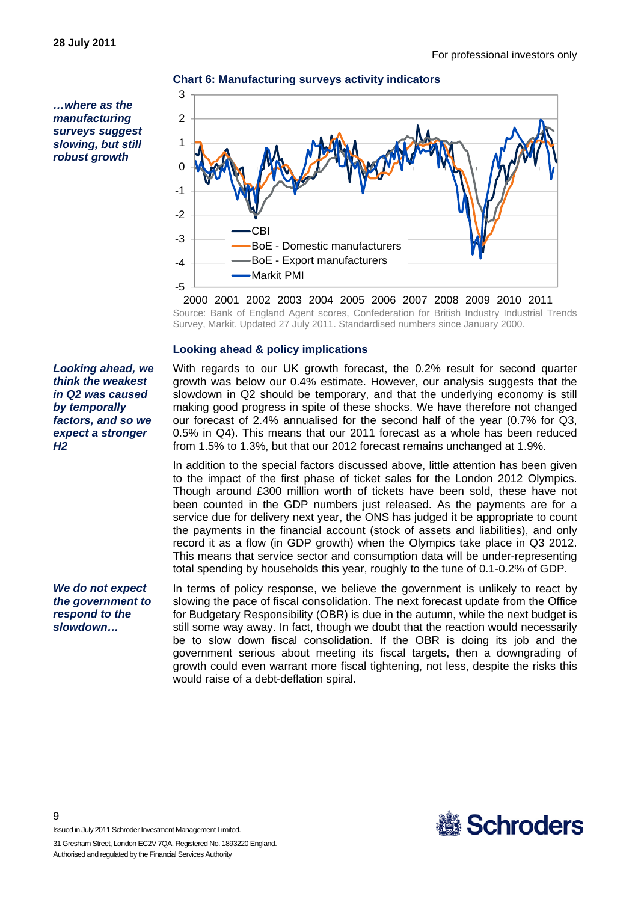*…where as the manufacturing surveys suggest slowing, but still robust growth*

**Chart 6: Manufacturing surveys activity indicators**

Source: Bank of England Agent scores, Confederation for British Industry Industrial Trends Survey, Markit. Updated 27 July 2011. Standardised numbers since January 2000.

### Looking ahead & policy implications

*Looking ahead, we think the weakest in Q2 was caused by temporally factors, and so we expect a stronger H2*

With regards to our UK growth forecast, the 0.2% result for second quarter growth was below our 0.4% estimate. However, our analysis suggests that the slowdown in Q2 should be temporary, and that the underlying economy is still making good progress in spite of these shocks. We have therefore not changed our forecast of 2.4% annualised for the second half of the year (0.7% for Q3, 0.5% in Q4). This means that our 2011 forecast as a whole has been reduced from 1.5% to 1.3%, but that our 2012 forecast remains unchanged at 1.9%.

In addition to the special factors discussed above, little attention has been given to the impact of the first phase of ticket sales for the London 2012 Olympics. Though around £300 million worth of tickets have been sold, these have not been counted in the GDP numbers just released. As the payments are for a service due for delivery next year, the ONS has judged it be appropriate to count the payments in the financial account (stock of assets and liabilities), and only record it as a flow (in GDP growth) when the Olympics take place in Q3 2012. This means that service sector and consumption data will be under-representing total spending by households this year, roughly to the tune of 0.1-0.2% of GDP.

*We do not expect the government to respond to the slowdown…*

In terms of policy response, we believe the government is unlikely to react by slowing the pace of fiscal consolidation. The next forecast update from the Office for Budgetary Responsibility (OBR) is due in the autumn, while the next budget is still some way away. In fact, though we doubt that the reaction would necessarily be to slow down fiscal consolidation. If the OBR is doing its job and the government serious about meeting its fiscal targets, then a downgrading of growth could even warrant more fiscal tightening, not less, despite the risks this would raise of a debt-deflation spiral.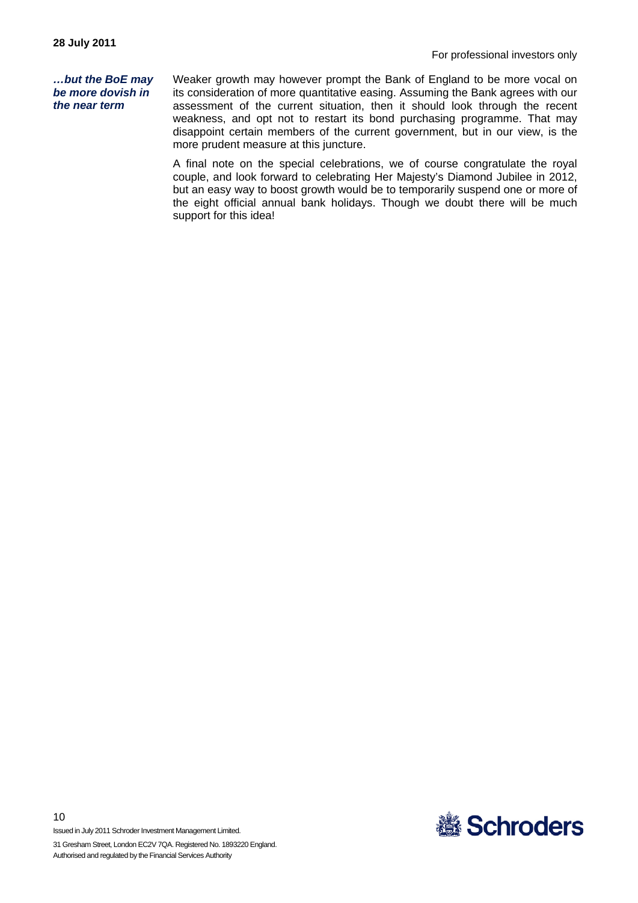***…but the BoE may be more dovish in the near term***

Weaker growth may however prompt the Bank of England to be more vocal on its consideration of more quantitative easing. Assuming the Bank agrees with our assessment of the current situation, then it should look through the recent weakness, and opt not to restart its bond purchasing programme. That may disappoint certain members of the current government, but in our view, is the more prudent measure at this juncture.

A final note on the special celebrations, we of course congratulate the royal couple, and look forward to celebrating Her Majesty's Diamond Jubilee in 2012, but an easy way to boost growth would be to temporarily suspend one or more of the eight official annual bank holidays. Though we doubt there will be much support for this idea!

Issued in July 2011 Schroder Investment Management Limited.

31 Gresham Street, London EC2V 7QA. Registered No. 1893220 England.

Authorised and regulated by the Financial Services Authority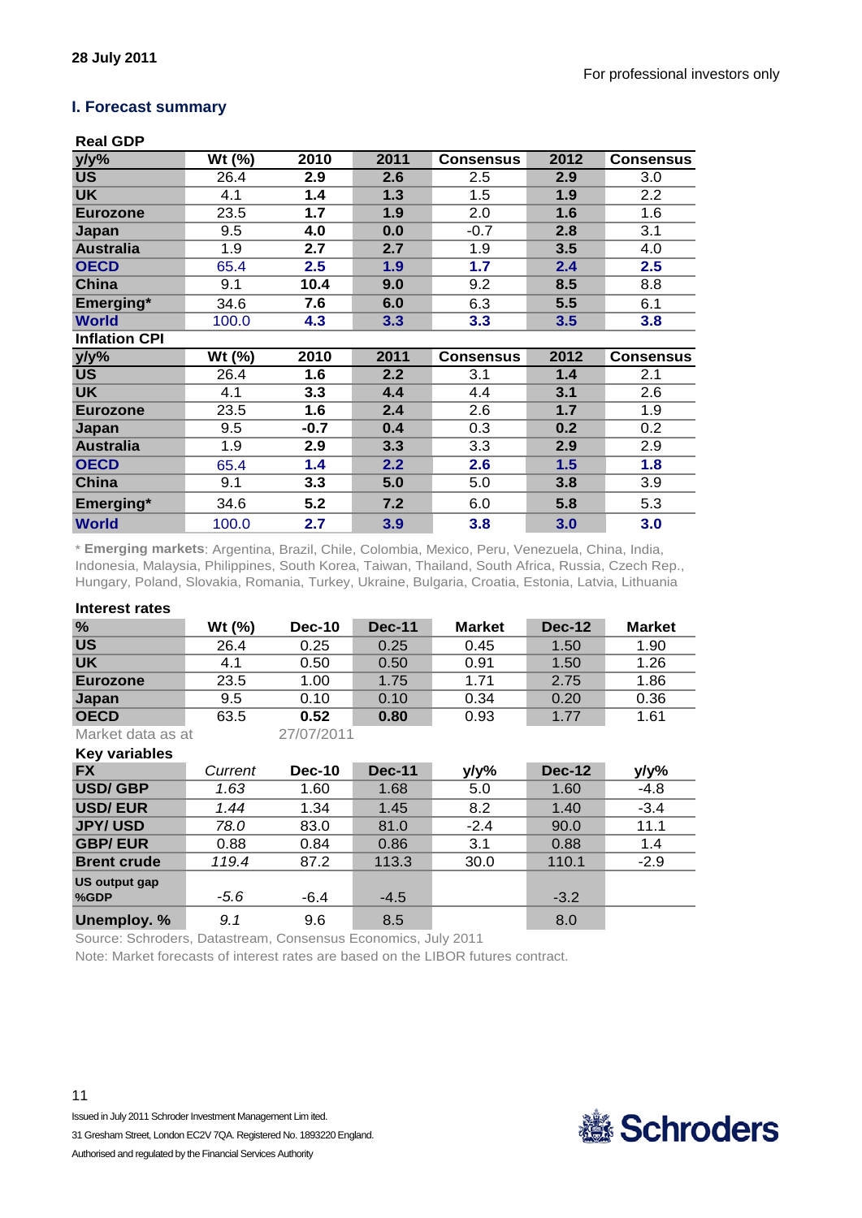28 July 2011

For professional investors only

## I. Forecast summary

**Real GDP**

| y/y% | Wt (%) | 2010 | 2011 | Consensus | 2012 | Consensus |
|---|---|---|---|---|---|---|
| **US** | 26.4 | **2.9** | **2.6** | 2.5 | **2.9** | 3.0 |
| **UK** | 4.1 | **1.4** | **1.3** | 1.5 | **1.9** | 2.2 |
| **Eurozone** | 23.5 | **1.7** | **1.9** | 2.0 | **1.6** | 1.6 |
| **Japan** | 9.5 | **4.0** | **0.0** | -0.7 | **2.8** | 3.1 |
| **Australia** | 1.9 | **2.7** | **2.7** | 1.9 | **3.5** | 4.0 |
| **OECD** | 65.4 | **2.5** | **1.9** | **1.7** | **2.4** | **2.5** |
| **China** | 9.1 | **10.4** | **9.0** | 9.2 | **8.5** | 8.8 |
| **Emerging*** | 34.6 | **7.6** | **6.0** | 6.3 | **5.5** | 6.1 |
| **World** | 100.0 | **4.3** | **3.3** | **3.3** | **3.5** | **3.8** |

**Inflation CPI**

| y/y% | Wt (%) | 2010 | 2011 | Consensus | 2012 | Consensus |
|---|---|---|---|---|---|---|
| **US** | 26.4 | **1.6** | **2.2** | 3.1 | **1.4** | 2.1 |
| **UK** | 4.1 | **3.3** | **4.4** | 4.4 | **3.1** | 2.6 |
| **Eurozone** | 23.5 | **1.6** | **2.4** | 2.6 | **1.7** | 1.9 |
| **Japan** | 9.5 | **-0.7** | **0.4** | 0.3 | **0.2** | 0.2 |
| **Australia** | 1.9 | **2.9** | **3.3** | 3.3 | **2.9** | 2.9 |
| **OECD** | 65.4 | **1.4** | **2.2** | **2.6** | **1.5** | **1.8** |
| **China** | 9.1 | **3.3** | **5.0** | 5.0 | **3.8** | 3.9 |
| **Emerging*** | 34.6 | **5.2** | **7.2** | 6.0 | **5.8** | 5.3 |
| **World** | 100.0 | **2.7** | **3.9** | **3.8** | **3.0** | **3.0** |

\* **Emerging markets**: Argentina, Brazil, Chile, Colombia, Mexico, Peru, Venezuela, China, India, Indonesia, Malaysia, Philippines, South Korea, Taiwan, Thailand, South Africa, Russia, Czech Rep., Hungary, Poland, Slovakia, Romania, Turkey, Ukraine, Bulgaria, Croatia, Estonia, Latvia, Lithuania

**Interest rates**

| % | Wt (%) | Dec-10 | Dec-11 | Market | Dec-12 | Market |
|---|---|---|---|---|---|---|
| **US** | 26.4 | 0.25 | 0.25 | 0.45 | 1.50 | 1.90 |
| **UK** | 4.1 | 0.50 | 0.50 | 0.91 | 1.50 | 1.26 |
| **Eurozone** | 23.5 | 1.00 | 1.75 | 1.71 | 2.75 | 1.86 |
| **Japan** | 9.5 | 0.10 | 0.10 | 0.34 | 0.20 | 0.36 |
| **OECD** | 63.5 | **0.52** | **0.80** | 0.93 | 1.77 | 1.61 |

Market data as at 27/07/2011

**Key variables**

| FX | *Current* | Dec-10 | Dec-11 | y/y% | Dec-12 | y/y% |
|---|---|---|---|---|---|---|
| **USD/ GBP** | *1.63* | 1.60 | 1.68 | 5.0 | 1.60 | -4.8 |
| **USD/ EUR** | *1.44* | 1.34 | 1.45 | 8.2 | 1.40 | -3.4 |
| **JPY/ USD** | *78.0* | 83.0 | 81.0 | -2.4 | 90.0 | 11.1 |
| **GBP/ EUR** | 0.88 | 0.84 | 0.86 | 3.1 | 0.88 | 1.4 |
| **Brent crude** | *119.4* | 87.2 | 113.3 | 30.0 | 110.1 | -2.9 |
| **US output gap %GDP** | *-5.6* | -6.4 | -4.5 | | -3.2 | |
| **Unemploy. %** | *9.1* | 9.6 | 8.5 | | 8.0 | |

Source: Schroders, Datastream, Consensus Economics, July 2011

Note: Market forecasts of interest rates are based on the LIBOR futures contract.

Issued in July 2011 Schroder Investment Management Limited.

31 Gresham Street, London EC2V 7QA. Registered No. 1893220 England.

Authorised and regulated by the Financial Services Authority

Schroders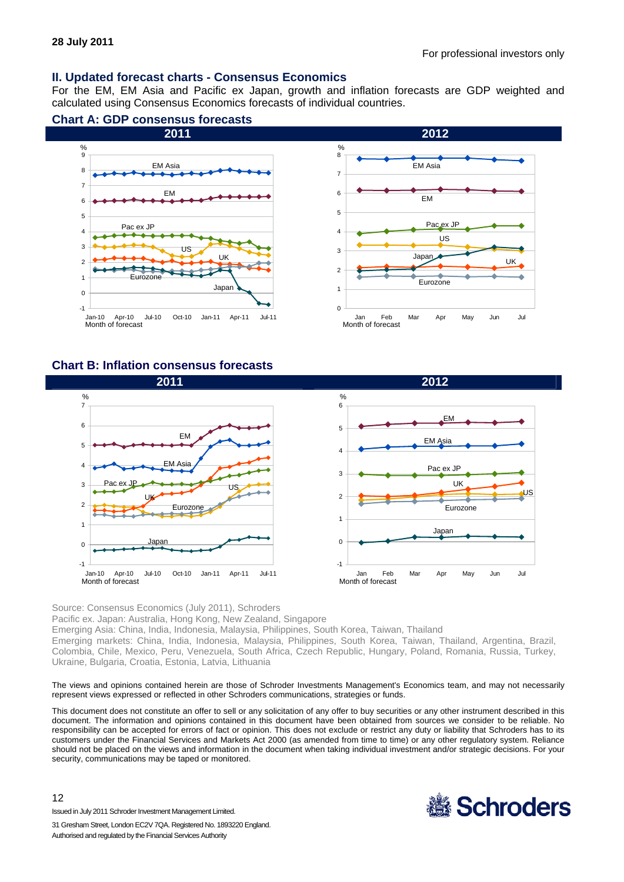## II. Updated forecast charts - Consensus Economics

For the EM, EM Asia and Pacific ex Japan, growth and inflation forecasts are GDP weighted and calculated using Consensus Economics forecasts of individual countries.

### Chart A: GDP consensus forecasts

2011

%
9
8
7
6
5
4
3
2
1
0
-1

EM Asia
EM
Pac ex JP
US
UK
Eurozone
Japan

Jan-10 Apr-10 Jul-10 Oct-10 Jan-11 Apr-11 Jul-11
Month of forecast

2012

%
8
7
6
5
4
3
2
1
0

EM Asia
EM
Pac ex JP
US
Japan
UK
Eurozone

Jan Feb Mar Apr May Jun Jul
Month of forecast

### Chart B: Inflation consensus forecasts

2011

%
7
6
5
4
3
2
1
0
-1

EM
EM Asia
Pac ex JP
UK
US
Eurozone
Japan

Jan-10 Apr-10 Jul-10 Oct-10 Jan-11 Apr-11 Jul-11
Month of forecast

2012

%
6
5
4
3
2
1
0
-1

EM
EM Asia
Pac ex JP
UK
US
Eurozone
Japan

Jan Feb Mar Apr May Jun Jul
Month of forecast

Source: Consensus Economics (July 2011), Schroders

Pacific ex. Japan: Australia, Hong Kong, New Zealand, Singapore

Emerging Asia: China, India, Indonesia, Malaysia, Philippines, South Korea, Taiwan, Thailand

Emerging markets: China, India, Indonesia, Malaysia, Philippines, South Korea, Taiwan, Thailand, Argentina, Brazil, Colombia, Chile, Mexico, Peru, Venezuela, South Africa, Czech Republic, Hungary, Poland, Romania, Russia, Turkey, Ukraine, Bulgaria, Croatia, Estonia, Latvia, Lithuania

The views and opinions contained herein are those of Schroder Investments Management's Economics team, and may not necessarily represent views expressed or reflected in other Schroders communications, strategies or funds.

This document does not constitute an offer to sell or any solicitation of any offer to buy securities or any other instrument described in this document. The information and opinions contained in this document have been obtained from sources we consider to be reliable. No responsibility can be accepted for errors of fact or opinion. This does not exclude or restrict any duty or liability that Schroders has to its customers under the Financial Services and Markets Act 2000 (as amended from time to time) or any other regulatory system. Reliance should not be placed on the views and information in the document when taking individual investment and/or strategic decisions. For your security, communications may be taped or monitored.

Issued in July 2011 Schroder Investment Management Limited.

31 Gresham Street, London EC2V 7QA. Registered No. 1893220 England.

Authorised and regulated by the Financial Services Authority